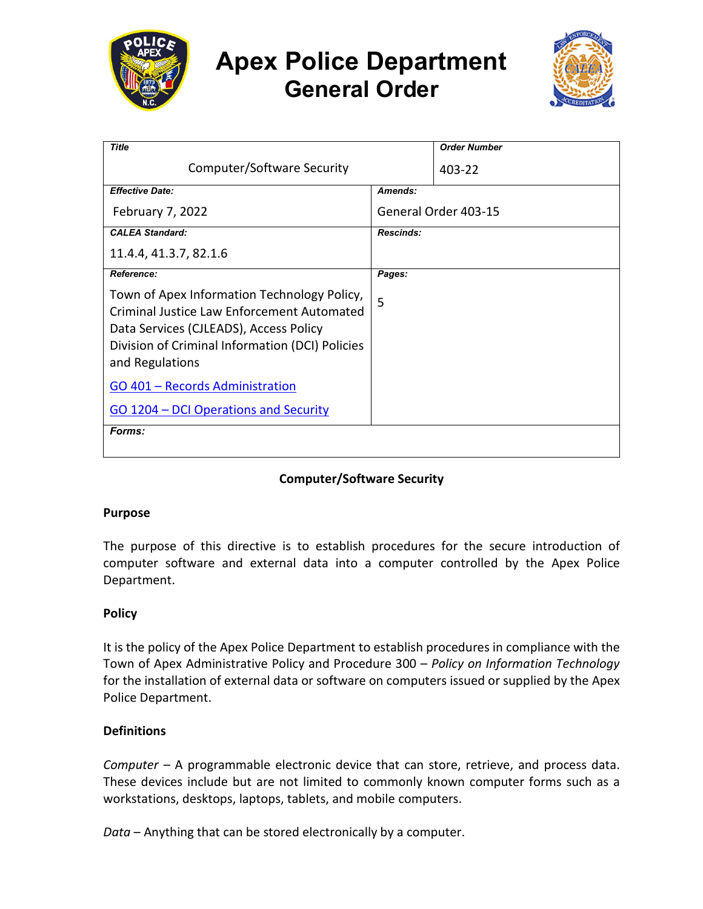# Apex Police Department
## General Order

| Title | Order Number |
| --- | --- |
| Computer/Software Security | 403-22 |

| Effective Date: | Amends: |
| --- | --- |
| February 7, 2022 | General Order 403-15 |
| **CALEA Standard:** | **Rescinds:** |
| 11.4.4, 41.3.7, 82.1.6 | |
| **Reference:** | **Pages:** |
| Town of Apex Information Technology Policy, Criminal Justice Law Enforcement Automated Data Services (CJLEADS), Access Policy Division of Criminal Information (DCI) Policies and Regulations<br>GO 401 – Records Administration<br>GO 1204 – DCI Operations and Security | 5 |
| **Forms:** | |

**Computer/Software Security**

### Purpose

The purpose of this directive is to establish procedures for the secure introduction of computer software and external data into a computer controlled by the Apex Police Department.

### Policy

It is the policy of the Apex Police Department to establish procedures in compliance with the Town of Apex Administrative Policy and Procedure 300 – *Policy on Information Technology* for the installation of external data or software on computers issued or supplied by the Apex Police Department.

### Definitions

*Computer* – A programmable electronic device that can store, retrieve, and process data. These devices include but are not limited to commonly known computer forms such as a workstations, desktops, laptops, tablets, and mobile computers.

*Data* – Anything that can be stored electronically by a computer.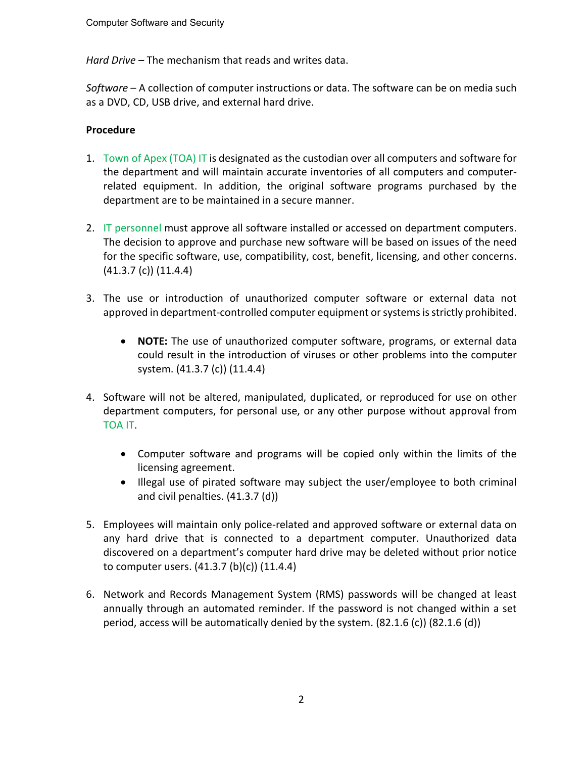*Hard Drive* – The mechanism that reads and writes data.

*Software* – A collection of computer instructions or data. The software can be on media such as a DVD, CD, USB drive, and external hard drive.

**Procedure**

1. Town of Apex (TOA) IT is designated as the custodian over all computers and software for the department and will maintain accurate inventories of all computers and computer-related equipment. In addition, the original software programs purchased by the department are to be maintained in a secure manner.

2. IT personnel must approve all software installed or accessed on department computers. The decision to approve and purchase new software will be based on issues of the need for the specific software, use, compatibility, cost, benefit, licensing, and other concerns. (41.3.7 (c)) (11.4.4)

3. The use or introduction of unauthorized computer software or external data not approved in department-controlled computer equipment or systems is strictly prohibited.

    - **NOTE:** The use of unauthorized computer software, programs, or external data could result in the introduction of viruses or other problems into the computer system. (41.3.7 (c)) (11.4.4)

4. Software will not be altered, manipulated, duplicated, or reproduced for use on other department computers, for personal use, or any other purpose without approval from TOA IT.

    - Computer software and programs will be copied only within the limits of the licensing agreement.
    - Illegal use of pirated software may subject the user/employee to both criminal and civil penalties. (41.3.7 (d))

5. Employees will maintain only police-related and approved software or external data on any hard drive that is connected to a department computer. Unauthorized data discovered on a department's computer hard drive may be deleted without prior notice to computer users. (41.3.7 (b)(c)) (11.4.4)

6. Network and Records Management System (RMS) passwords will be changed at least annually through an automated reminder. If the password is not changed within a set period, access will be automatically denied by the system. (82.1.6 (c)) (82.1.6 (d))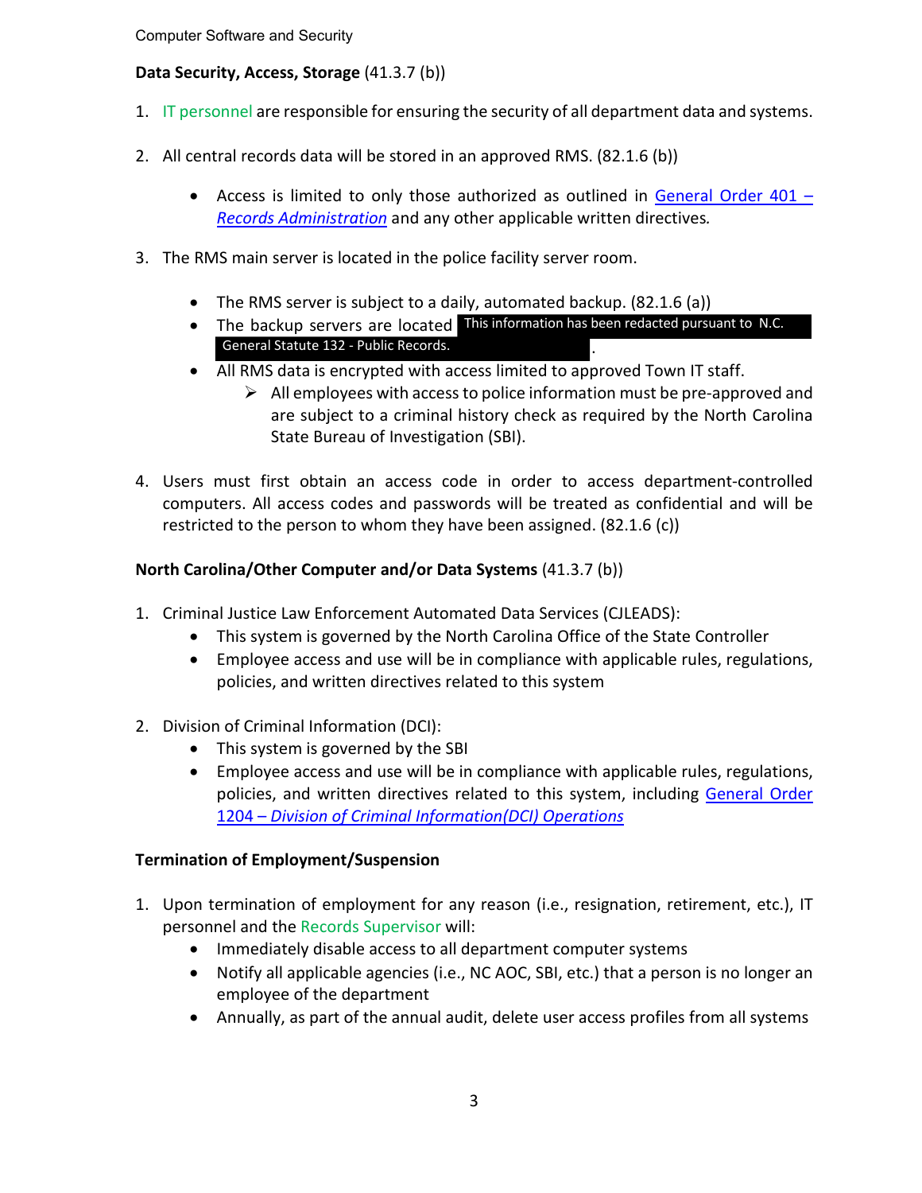**Data Security, Access, Storage** (41.3.7 (b))

1. IT personnel are responsible for ensuring the security of all department data and systems.

2. All central records data will be stored in an approved RMS. (82.1.6 (b))
   - Access is limited to only those authorized as outlined in [*General Order 401 – Records Administration*]() and any other applicable written directives.

3. The RMS main server is located in the police facility server room.
   - The RMS server is subject to a daily, automated backup. (82.1.6 (a))
   - The backup servers are located This information has been redacted pursuant to N.C. General Statute 132 - Public Records.
   - All RMS data is encrypted with access limited to approved Town IT staff.
     - All employees with access to police information must be pre-approved and are subject to a criminal history check as required by the North Carolina State Bureau of Investigation (SBI).

4. Users must first obtain an access code in order to access department-controlled computers. All access codes and passwords will be treated as confidential and will be restricted to the person to whom they have been assigned. (82.1.6 (c))

**North Carolina/Other Computer and/or Data Systems** (41.3.7 (b))

1. Criminal Justice Law Enforcement Automated Data Services (CJLEADS):
   - This system is governed by the North Carolina Office of the State Controller
   - Employee access and use will be in compliance with applicable rules, regulations, policies, and written directives related to this system

2. Division of Criminal Information (DCI):
   - This system is governed by the SBI
   - Employee access and use will be in compliance with applicable rules, regulations, policies, and written directives related to this system, including [General Order 1204 – *Division of Criminal Information(DCI) Operations*]()

**Termination of Employment/Suspension**

1. Upon termination of employment for any reason (i.e., resignation, retirement, etc.), IT personnel and the Records Supervisor will:
   - Immediately disable access to all department computer systems
   - Notify all applicable agencies (i.e., NC AOC, SBI, etc.) that a person is no longer an employee of the department
   - Annually, as part of the annual audit, delete user access profiles from all systems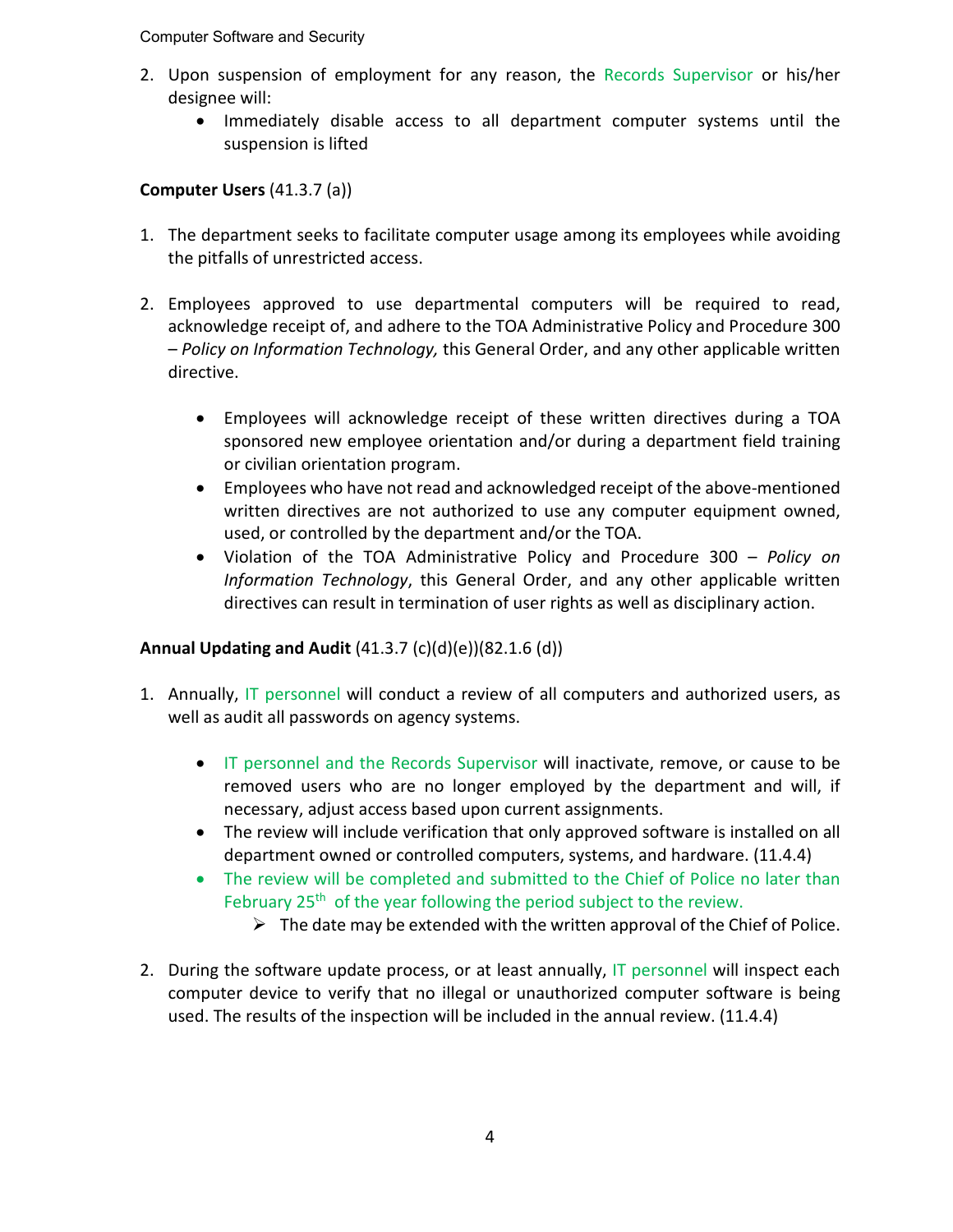2. Upon suspension of employment for any reason, the Records Supervisor or his/her designee will:
    - Immediately disable access to all department computer systems until the suspension is lifted

**Computer Users** (41.3.7 (a))

1. The department seeks to facilitate computer usage among its employees while avoiding the pitfalls of unrestricted access.

2. Employees approved to use departmental computers will be required to read, acknowledge receipt of, and adhere to the TOA Administrative Policy and Procedure 300 – *Policy on Information Technology,* this General Order, and any other applicable written directive.

    - Employees will acknowledge receipt of these written directives during a TOA sponsored new employee orientation and/or during a department field training or civilian orientation program.
    - Employees who have not read and acknowledged receipt of the above-mentioned written directives are not authorized to use any computer equipment owned, used, or controlled by the department and/or the TOA.
    - Violation of the TOA Administrative Policy and Procedure 300 – *Policy on Information Technology*, this General Order, and any other applicable written directives can result in termination of user rights as well as disciplinary action.

**Annual Updating and Audit** (41.3.7 (c)(d)(e))(82.1.6 (d))

1. Annually, IT personnel will conduct a review of all computers and authorized users, as well as audit all passwords on agency systems.

    - IT personnel and the Records Supervisor will inactivate, remove, or cause to be removed users who are no longer employed by the department and will, if necessary, adjust access based upon current assignments.
    - The review will include verification that only approved software is installed on all department owned or controlled computers, systems, and hardware. (11.4.4)
    - The review will be completed and submitted to the Chief of Police no later than February 25th of the year following the period subject to the review.
        - The date may be extended with the written approval of the Chief of Police.

2. During the software update process, or at least annually, IT personnel will inspect each computer device to verify that no illegal or unauthorized computer software is being used. The results of the inspection will be included in the annual review. (11.4.4)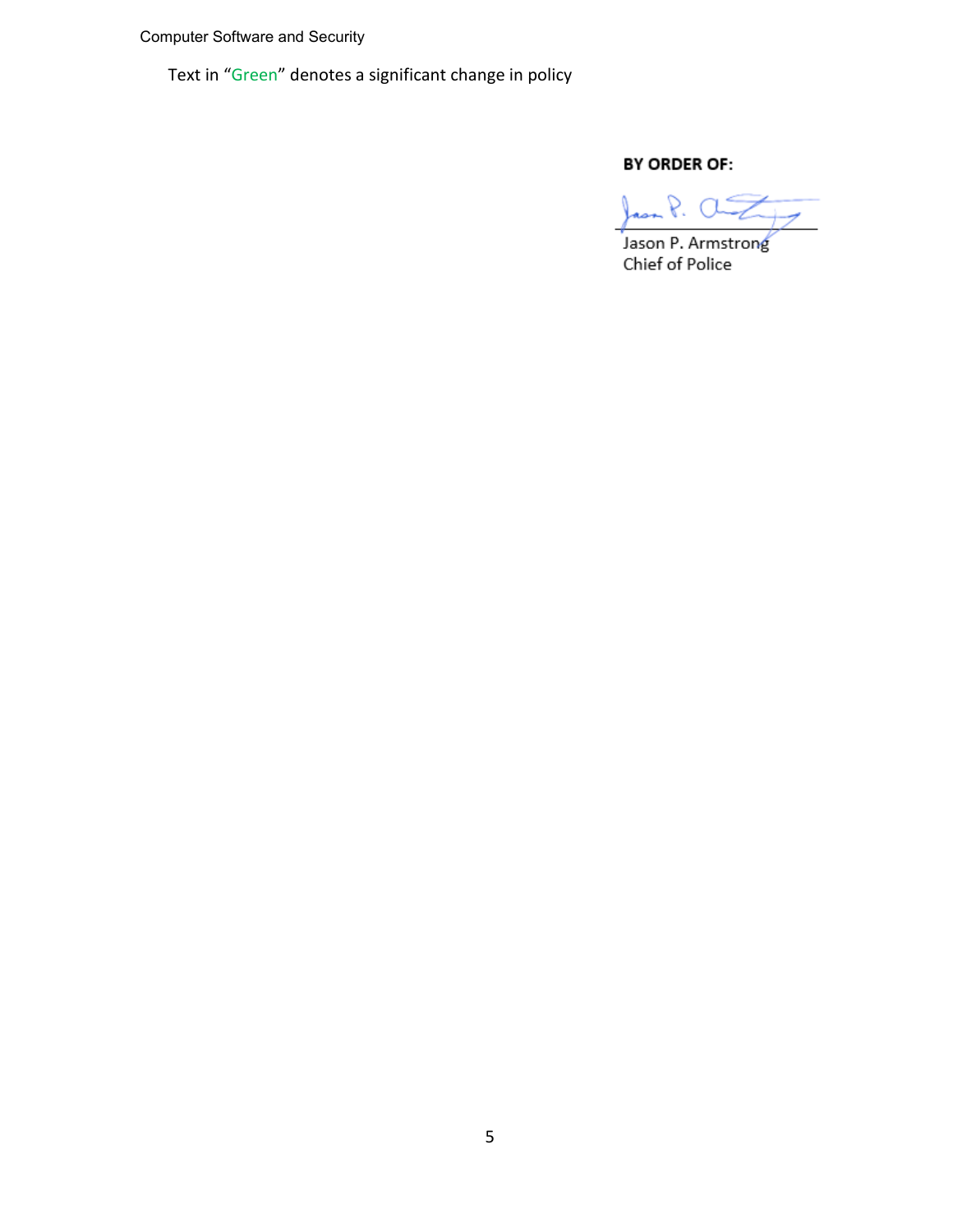Text in “Green” denotes a significant change in policy

**BY ORDER OF:**

Jason P. Armstrong
Chief of Police